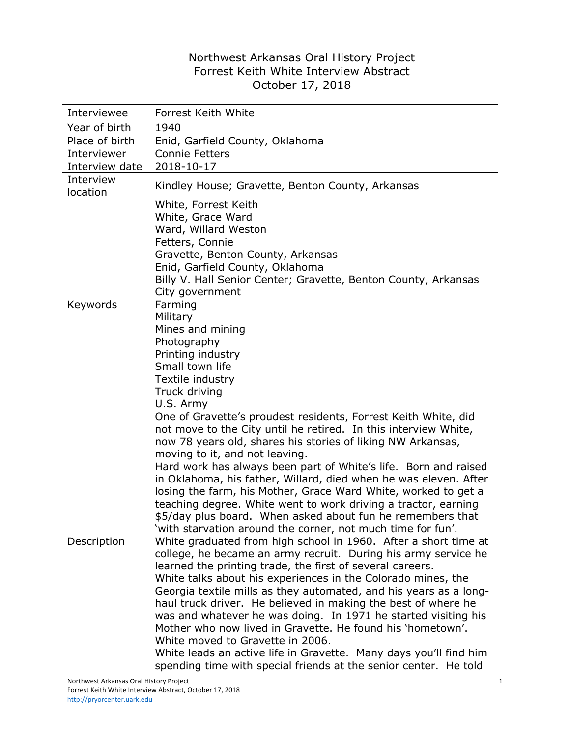# Northwest Arkansas Oral History Project
## Forrest Keith White Interview Abstract
### October 17, 2018

| | |
|---|---|
| Interviewee | Forrest Keith White |
| Year of birth | 1940 |
| Place of birth | Enid, Garfield County, Oklahoma |
| Interviewer | Connie Fetters |
| Interview date | 2018-10-17 |
| Interview location | Kindley House; Gravette, Benton County, Arkansas |
| Keywords | White, Forrest Keith<br>White, Grace Ward<br>Ward, Willard Weston<br>Fetters, Connie<br>Gravette, Benton County, Arkansas<br>Enid, Garfield County, Oklahoma<br>Billy V. Hall Senior Center; Gravette, Benton County, Arkansas<br>City government<br>Farming<br>Military<br>Mines and mining<br>Photography<br>Printing industry<br>Small town life<br>Textile industry<br>Truck driving<br>U.S. Army |
| Description | One of Gravette's proudest residents, Forrest Keith White, did not move to the City until he retired. In this interview White, now 78 years old, shares his stories of liking NW Arkansas, moving to it, and not leaving.<br>Hard work has always been part of White's life. Born and raised in Oklahoma, his father, Willard, died when he was eleven. After losing the farm, his Mother, Grace Ward White, worked to get a teaching degree. White went to work driving a tractor, earning $5/day plus board. When asked about fun he remembers that 'with starvation around the corner, not much time for fun'.<br>White graduated from high school in 1960. After a short time at college, he became an army recruit. During his army service he learned the printing trade, the first of several careers.<br>White talks about his experiences in the Colorado mines, the Georgia textile mills as they automated, and his years as a long-haul truck driver. He believed in making the best of where he was and whatever he was doing. In 1971 he started visiting his Mother who now lived in Gravette. He found his 'hometown'. White moved to Gravette in 2006.<br>White leads an active life in Gravette. Many days you'll find him spending time with special friends at the senior center. He told |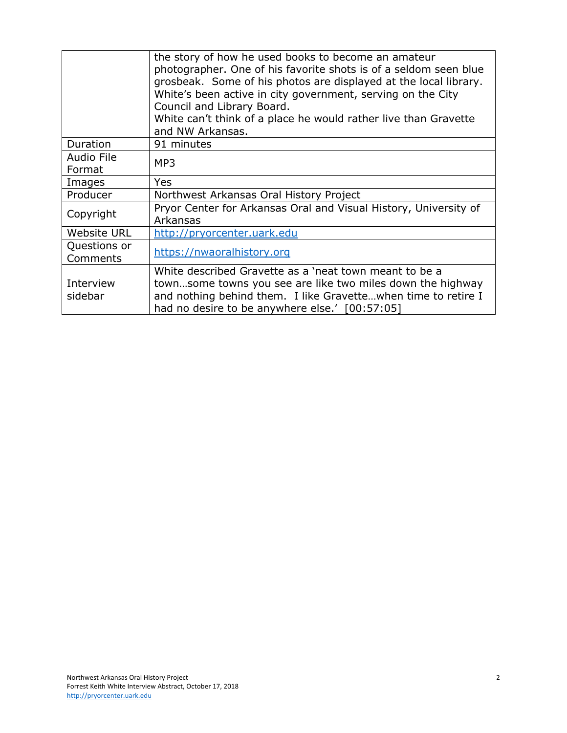| | |
|---|---|
| | the story of how he used books to become an amateur photographer. One of his favorite shots is of a seldom seen blue grosbeak. Some of his photos are displayed at the local library. White's been active in city government, serving on the City Council and Library Board.<br>White can't think of a place he would rather live than Gravette and NW Arkansas. |
| Duration | 91 minutes |
| Audio File Format | MP3 |
| Images | Yes |
| Producer | Northwest Arkansas Oral History Project |
| Copyright | Pryor Center for Arkansas Oral and Visual History, University of Arkansas |
| Website URL | http://pryorcenter.uark.edu |
| Questions or Comments | https://nwaoralhistory.org |
| Interview sidebar | White described Gravette as a 'neat town meant to be a town…some towns you see are like two miles down the highway and nothing behind them. I like Gravette…when time to retire I had no desire to be anywhere else.' [00:57:05] |